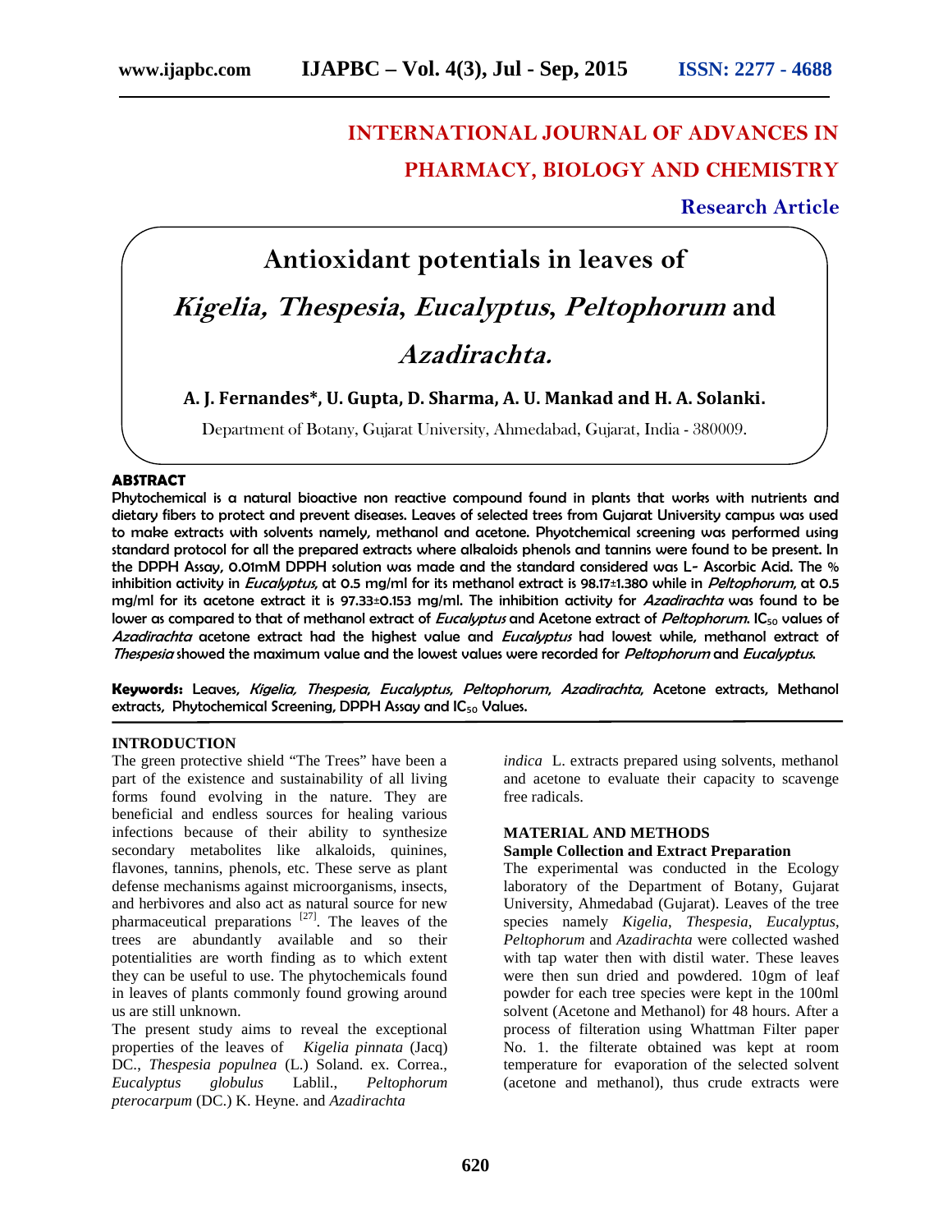# INTERNATIONAL JOURNAL OF ADVANCES IN PHARMACY, BIOLOGY AND CHEMISTRY

**Research Article**

# Antioxidant potentials in leaves of *Kigelia, Thespesia, Eucalyptus, Peltophorum* and *Azadirachta.*

**A. J. Fernandes\*, U. Gupta, D. Sharma, A. U. Mankad and H. A. Solanki.**

Department of Botany, Gujarat University, Ahmedabad, Gujarat, India - 380009.

## ABSTRACT

**Phytochemical is a natural bioactive non reactive compound found in plants that works with nutrients and dietary fibers to protect and prevent diseases. Leaves of selected trees from Gujarat University campus was used to make extracts with solvents namely, methanol and acetone. Phyotchemical screening was performed using standard protocol for all the prepared extracts where alkaloids phenols and tannins were found to be present. In the DPPH Assay, 0.01mM DPPH solution was made and the standard considered was L- Ascorbic Acid. The % inhibition activity in *Eucalyptus*, at 0.5 mg/ml for its methanol extract is 98.17±1.380 while in *Peltophorum*, at 0.5 mg/ml for its acetone extract it is 97.33±0.153 mg/ml. The inhibition activity for *Azadirachta* was found to be lower as compared to that of methanol extract of *Eucalyptus* and Acetone extract of *Peltophorum*. $IC_{50}$ values of *Azadirachta* acetone extract had the highest value and *Eucalyptus* had lowest while, methanol extract of *Thespesia* showed the maximum value and the lowest values were recorded for *Peltophorum* and *Eucalyptus*.**

**Keywords:** Leaves, *Kigelia, Thespesia, Eucalyptus, Peltophorum, Azadirachta,* Acetone extracts, Methanol extracts, Phytochemical Screening, DPPH Assay and $IC_{50}$ Values.

## INTRODUCTION

The green protective shield "The Trees" have been a part of the existence and sustainability of all living forms found evolving in the nature. They are beneficial and endless sources for healing various infections because of their ability to synthesize secondary metabolites like alkaloids, quinines, flavones, tannins, phenols, etc. These serve as plant defense mechanisms against microorganisms, insects, and herbivores and also act as natural source for new pharmaceutical preparations [27]. The leaves of the trees are abundantly available and so their potentialities are worth finding as to which extent they can be useful to use. The phytochemicals found in leaves of plants commonly found growing around us are still unknown.

The present study aims to reveal the exceptional properties of the leaves of *Kigelia pinnata* (Jacq) DC., *Thespesia populnea* (L.) Soland. ex. Correa., *Eucalyptus globulus* Lablil., *Peltophorum pterocarpum* (DC.) K. Heyne. and *Azadirachta indica* L. extracts prepared using solvents, methanol and acetone to evaluate their capacity to scavenge free radicals.

## MATERIAL AND METHODS

### Sample Collection and Extract Preparation

The experimental was conducted in the Ecology laboratory of the Department of Botany, Gujarat University, Ahmedabad (Gujarat). Leaves of the tree species namely *Kigelia*, *Thespesia*, *Eucalyptus*, *Peltophorum* and *Azadirachta* were collected washed with tap water then with distil water. These leaves were then sun dried and powdered. 10gm of leaf powder for each tree species were kept in the 100ml solvent (Acetone and Methanol) for 48 hours. After a process of filteration using Whattman Filter paper No. 1. the filterate obtained was kept at room temperature for evaporation of the selected solvent (acetone and methanol), thus crude extracts were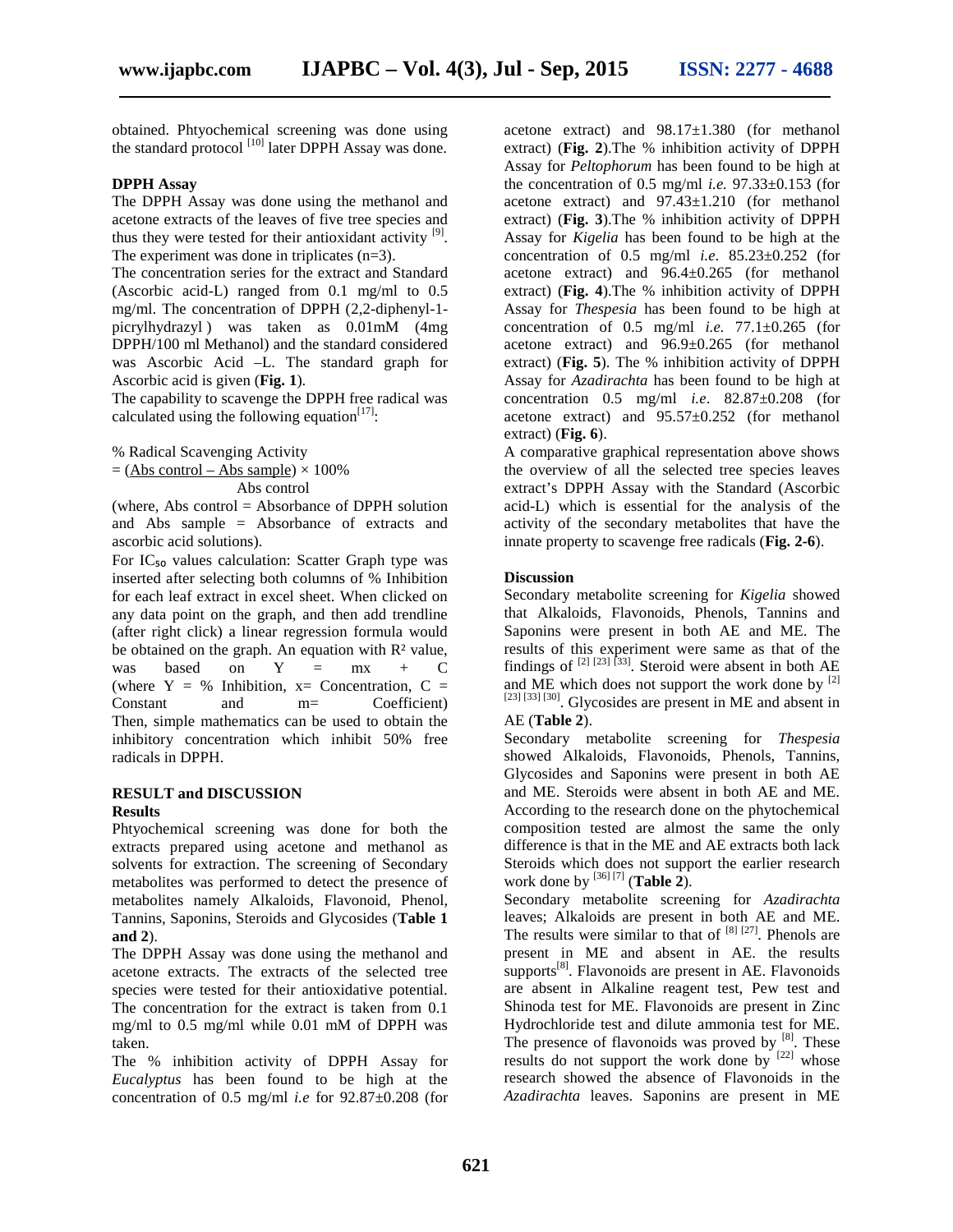obtained. Phtyochemical screening was done using the standard protocol [10] later DPPH Assay was done.

### DPPH Assay

The DPPH Assay was done using the methanol and acetone extracts of the leaves of five tree species and thus they were tested for their antioxidant activity [9]. The experiment was done in triplicates (n=3).

The concentration series for the extract and Standard (Ascorbic acid-L) ranged from 0.1 mg/ml to 0.5 mg/ml. The concentration of DPPH (2,2-diphenyl-1-picrylhydrazyl ) was taken as 0.01mM (4mg DPPH/100 ml Methanol) and the standard considered was Ascorbic Acid –L. The standard graph for Ascorbic acid is given (**Fig. 1**).

The capability to scavenge the DPPH free radical was calculated using the following equation[17]:

$$\% \text{ Radical Scavenging Activity} = \frac{\text{Abs control} - \text{Abs sample}}{\text{Abs control}} \times 100\%$$

(where, Abs control = Absorbance of DPPH solution and Abs sample = Absorbance of extracts and ascorbic acid solutions).

For $IC_{50}$ values calculation: Scatter Graph type was inserted after selecting both columns of % Inhibition for each leaf extract in excel sheet. When clicked on any data point on the graph, and then add trendline (after right click) a linear regression formula would be obtained on the graph. An equation with $R^2$ value, was based on $Y = mx + C$ (where Y = % Inhibition, x= Concentration, C = Constant and m= Coefficient) Then, simple mathematics can be used to obtain the inhibitory concentration which inhibit 50% free radicals in DPPH.

## RESULT and DISCUSSION

### Results

Phtyochemical screening was done for both the extracts prepared using acetone and methanol as solvents for extraction. The screening of Secondary metabolites was performed to detect the presence of metabolites namely Alkaloids, Flavonoid, Phenol, Tannins, Saponins, Steroids and Glycosides (**Table 1 and 2**).

The DPPH Assay was done using the methanol and acetone extracts. The extracts of the selected tree species were tested for their antioxidative potential. The concentration for the extract is taken from 0.1 mg/ml to 0.5 mg/ml while 0.01 mM of DPPH was taken.

The % inhibition activity of DPPH Assay for *Eucalyptus* has been found to be high at the concentration of 0.5 mg/ml *i.e* for 92.87±0.208 (for acetone extract) and 98.17±1.380 (for methanol extract) (**Fig. 2**).The % inhibition activity of DPPH Assay for *Peltophorum* has been found to be high at the concentration of 0.5 mg/ml *i.e.* 97.33±0.153 (for acetone extract) and 97.43±1.210 (for methanol extract) (**Fig. 3**).The % inhibition activity of DPPH Assay for *Kigelia* has been found to be high at the concentration of 0.5 mg/ml *i.e*. 85.23±0.252 (for acetone extract) and 96.4±0.265 (for methanol extract) (**Fig. 4**).The % inhibition activity of DPPH Assay for *Thespesia* has been found to be high at concentration of 0.5 mg/ml *i.e.* 77.1±0.265 (for acetone extract) and 96.9±0.265 (for methanol extract) (**Fig. 5**). The % inhibition activity of DPPH Assay for *Azadirachta* has been found to be high at concentration 0.5 mg/ml *i.e*. 82.87±0.208 (for acetone extract) and 95.57±0.252 (for methanol extract) (**Fig. 6**).

A comparative graphical representation above shows the overview of all the selected tree species leaves extract's DPPH Assay with the Standard (Ascorbic acid-L) which is essential for the analysis of the activity of the secondary metabolites that have the innate property to scavenge free radicals (**Fig. 2-6**).

### Discussion

Secondary metabolite screening for *Kigelia* showed that Alkaloids, Flavonoids, Phenols, Tannins and Saponins were present in both AE and ME. The results of this experiment were same as that of the findings of [2] [23] [33]. Steroid were absent in both AE and ME which does not support the work done by [2] [23] [33] [30]. Glycosides are present in ME and absent in AE (**Table 2**).

Secondary metabolite screening for *Thespesia* showed Alkaloids, Flavonoids, Phenols, Tannins, Glycosides and Saponins were present in both AE and ME. Steroids were absent in both AE and ME. According to the research done on the phytochemical composition tested are almost the same the only difference is that in the ME and AE extracts both lack Steroids which does not support the earlier research work done by [36] [7] (**Table 2**).

Secondary metabolite screening for *Azadirachta* leaves; Alkaloids are present in both AE and ME. The results were similar to that of [8] [27]. Phenols are present in ME and absent in AE. the results supports[8]. Flavonoids are present in AE. Flavonoids are absent in Alkaline reagent test, Pew test and Shinoda test for ME. Flavonoids are present in Zinc Hydrochloride test and dilute ammonia test for ME. The presence of flavonoids was proved by [8]. These results do not support the work done by [22] whose research showed the absence of Flavonoids in the *Azadirachta* leaves. Saponins are present in ME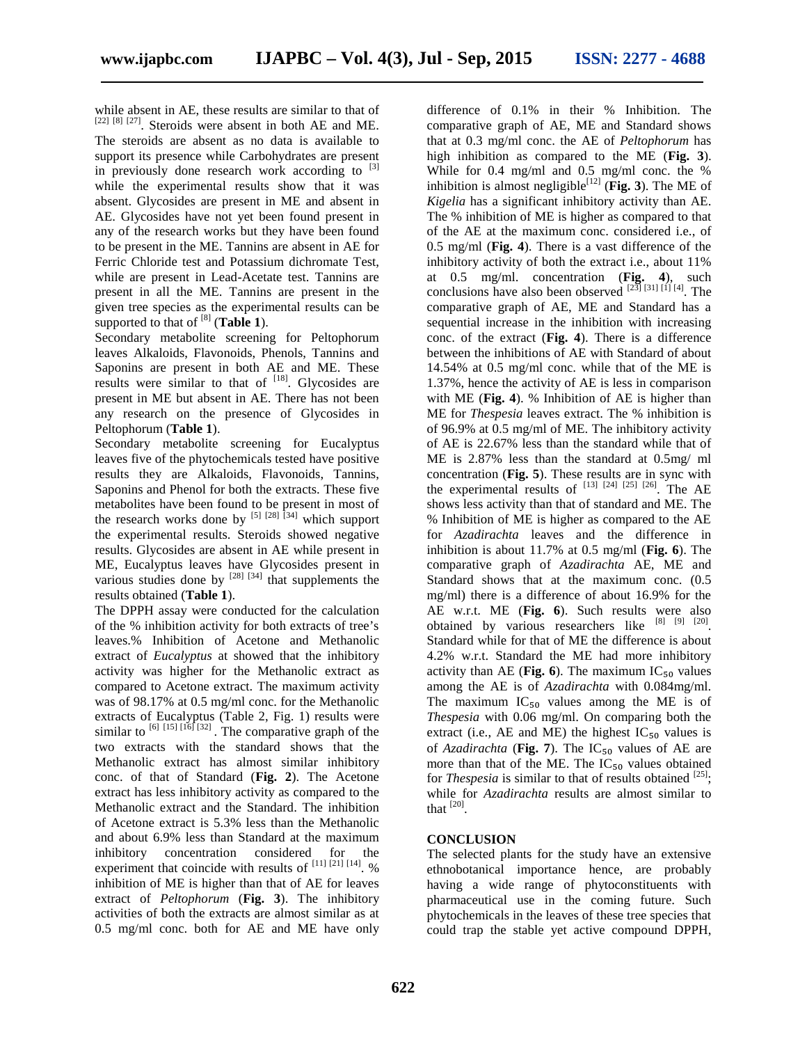while absent in AE, these results are similar to that of [22] [8] [27]. Steroids were absent in both AE and ME. The steroids are absent as no data is available to support its presence while Carbohydrates are present in previously done research work according to [3] while the experimental results show that it was absent. Glycosides are present in ME and absent in AE. Glycosides have not yet been found present in any of the research works but they have been found to be present in the ME. Tannins are absent in AE for Ferric Chloride test and Potassium dichromate Test, while are present in Lead-Acetate test. Tannins are present in all the ME. Tannins are present in the given tree species as the experimental results can be supported to that of [8] (**Table 1**).

Secondary metabolite screening for Peltophorum leaves Alkaloids, Flavonoids, Phenols, Tannins and Saponins are present in both AE and ME. These results were similar to that of [18]. Glycosides are present in ME but absent in AE. There has not been any research on the presence of Glycosides in Peltophorum (**Table 1**).

Secondary metabolite screening for Eucalyptus leaves five of the phytochemicals tested have positive results they are Alkaloids, Flavonoids, Tannins, Saponins and Phenol for both the extracts. These five metabolites have been found to be present in most of the research works done by [5] [28] [34] which support the experimental results. Steroids showed negative results. Glycosides are absent in AE while present in ME, Eucalyptus leaves have Glycosides present in various studies done by [28] [34] that supplements the results obtained (**Table 1**).

The DPPH assay were conducted for the calculation of the % inhibition activity for both extracts of tree's leaves.% Inhibition of Acetone and Methanolic extract of *Eucalyptus* at showed that the inhibitory activity was higher for the Methanolic extract as compared to Acetone extract. The maximum activity was of 98.17% at 0.5 mg/ml conc. for the Methanolic extracts of Eucalyptus (Table 2, Fig. 1) results were similar to [6] [15] [16] [32]. The comparative graph of the two extracts with the standard shows that the Methanolic extract has almost similar inhibitory conc. of that of Standard (**Fig. 2**). The Acetone extract has less inhibitory activity as compared to the Methanolic extract and the Standard. The inhibition of Acetone extract is 5.3% less than the Methanolic and about 6.9% less than Standard at the maximum inhibitory concentration considered for the experiment that coincide with results of [11] [21] [14]. % inhibition of ME is higher than that of AE for leaves extract of *Peltophorum* (**Fig. 3**). The inhibitory activities of both the extracts are almost similar as at 0.5 mg/ml conc. both for AE and ME have only difference of 0.1% in their % Inhibition. The comparative graph of AE, ME and Standard shows that at 0.3 mg/ml conc. the AE of *Peltophorum* has high inhibition as compared to the ME (**Fig. 3**). While for 0.4 mg/ml and 0.5 mg/ml conc. the % inhibition is almost negligible[12] (**Fig. 3**). The ME of *Kigelia* has a significant inhibitory activity than AE. The % inhibition of ME is higher as compared to that of the AE at the maximum conc. considered i.e., of 0.5 mg/ml (**Fig. 4**). There is a vast difference of the inhibitory activity of both the extract i.e., about 11% at 0.5 mg/ml. concentration (**Fig. 4**), such conclusions have also been observed [23] [31] [1] [4]. The comparative graph of AE, ME and Standard has a sequential increase in the inhibition with increasing conc. of the extract (**Fig. 4**). There is a difference between the inhibitions of AE with Standard of about 14.54% at 0.5 mg/ml conc. while that of the ME is 1.37%, hence the activity of AE is less in comparison with ME (**Fig. 4**). % Inhibition of AE is higher than ME for *Thespesia* leaves extract. The % inhibition is of 96.9% at 0.5 mg/ml of ME. The inhibitory activity of AE is 22.67% less than the standard while that of ME is 2.87% less than the standard at 0.5mg/ ml concentration (**Fig. 5**). These results are in sync with the experimental results of [13] [24] [25] [26]. The AE shows less activity than that of standard and ME. The % Inhibition of ME is higher as compared to the AE for *Azadirachta* leaves and the difference in inhibition is about 11.7% at 0.5 mg/ml (**Fig. 6**). The comparative graph of *Azadirachta* AE, ME and Standard shows that at the maximum conc. (0.5 mg/ml) there is a difference of about 16.9% for the AE w.r.t. ME (**Fig. 6**). Such results were also obtained by various researchers like [8] [9] [20]. Standard while for that of ME the difference is about 4.2% w.r.t. Standard the ME had more inhibitory activity than AE (**Fig. 6**). The maximum $IC_{50}$ values among the AE is of *Azadirachta* with 0.084mg/ml. The maximum $IC_{50}$ values among the ME is of *Thespesia* with 0.06 mg/ml. On comparing both the extract (i.e., AE and ME) the highest $IC_{50}$ values is of *Azadirachta* (**Fig. 7**). The $IC_{50}$ values of AE are more than that of the ME. The $IC_{50}$ values obtained for *Thespesia* is similar to that of results obtained [25]; while for *Azadirachta* results are almost similar to that [20].

## CONCLUSION

The selected plants for the study have an extensive ethnobotanical importance hence, are probably having a wide range of phytoconstituents with pharmaceutical use in the coming future. Such phytochemicals in the leaves of these tree species that could trap the stable yet active compound DPPH,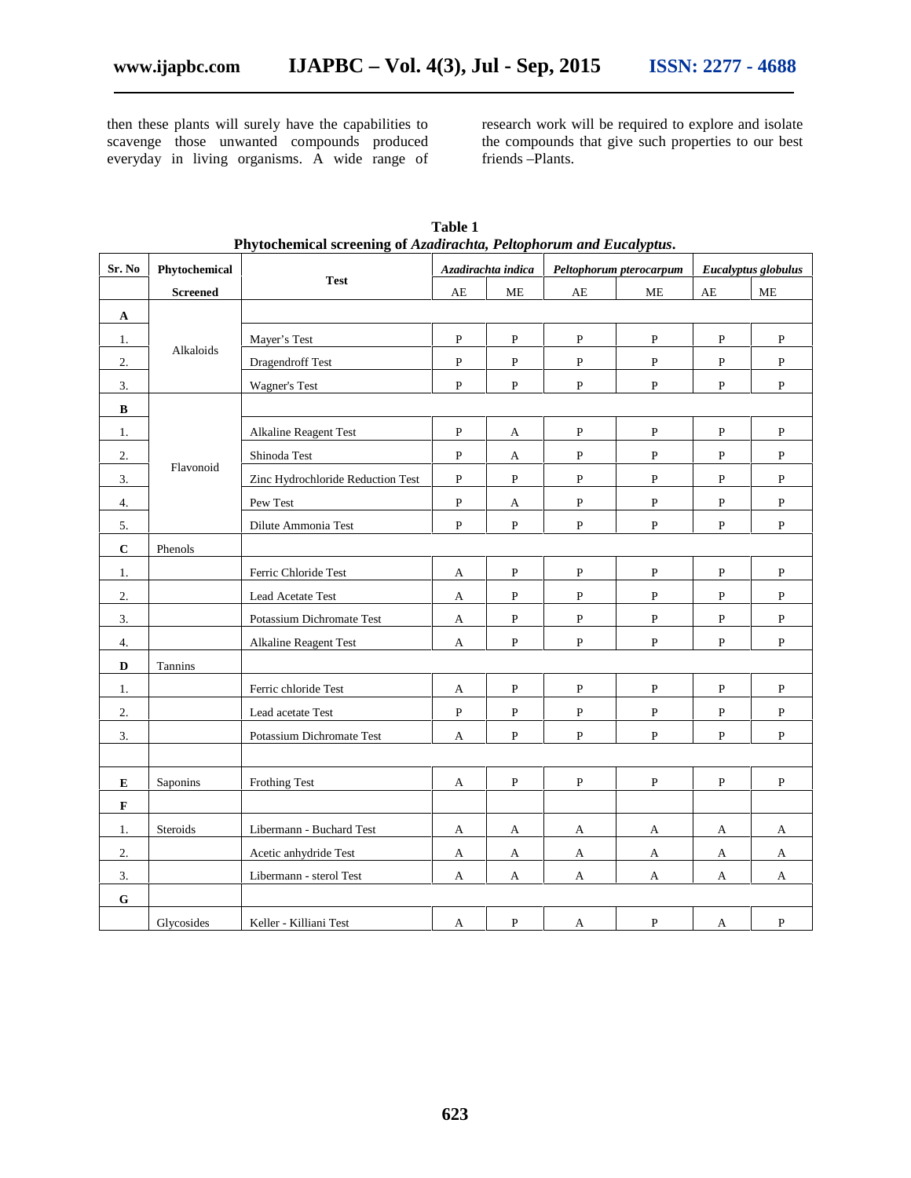then these plants will surely have the capabilities to scavenge those unwanted compounds produced everyday in living organisms. A wide range of research work will be required to explore and isolate the compounds that give such properties to our best friends –Plants.

**Table 1**
**Phytochemical screening of *Azadirachta, Peltophorum and Eucalyptus*.**

| Sr. No | Phytochemical Screened | Test | *Azadirachta indica* | | *Peltophorum pterocarpum* | | *Eucalyptus globulus* | |
|---|---|---|---|---|---|---|---|---|
| | | | AE | ME | AE | ME | AE | ME |
| **A** | Alkaloids | | | | | | | |
| 1. | | Mayer's Test | P | P | P | P | P | P |
| 2. | | Dragendroff Test | P | P | P | P | P | P |
| 3. | | Wagner's Test | P | P | P | P | P | P |
| **B** | Flavonoid | | | | | | | |
| 1. | | Alkaline Reagent Test | P | A | P | P | P | P |
| 2. | | Shinoda Test | P | A | P | P | P | P |
| 3. | | Zinc Hydrochloride Reduction Test | P | P | P | P | P | P |
| 4. | | Pew Test | P | A | P | P | P | P |
| 5. | | Dilute Ammonia Test | P | P | P | P | P | P |
| **C** | Phenols | | | | | | | |
| 1. | | Ferric Chloride Test | A | P | P | P | P | P |
| 2. | | Lead Acetate Test | A | P | P | P | P | P |
| 3. | | Potassium Dichromate Test | A | P | P | P | P | P |
| 4. | | Alkaline Reagent Test | A | P | P | P | P | P |
| **D** | Tannins | | | | | | | |
| 1. | | Ferric chloride Test | A | P | P | P | P | P |
| 2. | | Lead acetate Test | P | P | P | P | P | P |
| 3. | | Potassium Dichromate Test | A | P | P | P | P | P |
| | | | | | | | | |
| **E** | Saponins | Frothing Test | A | P | P | P | P | P |
| **F** | | | | | | | | |
| 1. | Steroids | Libermann - Buchard Test | A | A | A | A | A | A |
| 2. | | Acetic anhydride Test | A | A | A | A | A | A |
| 3. | | Libermann - sterol Test | A | A | A | A | A | A |
| **G** | | | | | | | | |
| | Glycosides | Keller - Killiani Test | A | P | A | P | A | P |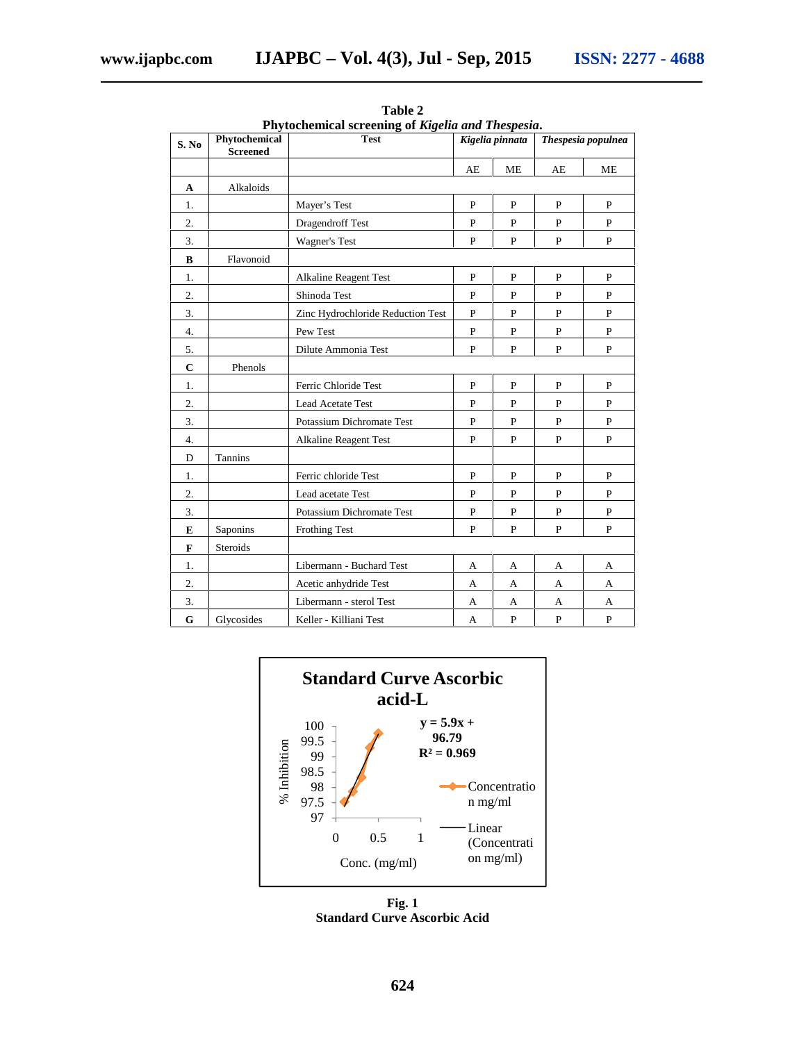**Table 2**
**Phytochemical screening of *Kigelia and Thespesia*.**

| S. No | Phytochemical Screened | Test | *Kigelia pinnata* | | *Thespesia populnea* | |
|---|---|---|---|---|---|---|
| | | | AE | ME | AE | ME |
| **A** | Alkaloids | | | | | |
| 1. | | Mayer's Test | P | P | P | P |
| 2. | | Dragendroff Test | P | P | P | P |
| 3. | | Wagner's Test | P | P | P | P |
| **B** | Flavonoid | | | | | |
| 1. | | Alkaline Reagent Test | P | P | P | P |
| 2. | | Shinoda Test | P | P | P | P |
| 3. | | Zinc Hydrochloride Reduction Test | P | P | P | P |
| 4. | | Pew Test | P | P | P | P |
| 5. | | Dilute Ammonia Test | P | P | P | P |
| **C** | Phenols | | | | | |
| 1. | | Ferric Chloride Test | P | P | P | P |
| 2. | | Lead Acetate Test | P | P | P | P |
| 3. | | Potassium Dichromate Test | P | P | P | P |
| 4. | | Alkaline Reagent Test | P | P | P | P |
| D | Tannins | | | | | |
| 1. | | Ferric chloride Test | P | P | P | P |
| 2. | | Lead acetate Test | P | P | P | P |
| 3. | | Potassium Dichromate Test | P | P | P | P |
| **E** | Saponins | Frothing Test | P | P | P | P |
| **F** | Steroids | | | | | |
| 1. | | Libermann - Buchard Test | A | A | A | A |
| 2. | | Acetic anhydride Test | A | A | A | A |
| 3. | | Libermann - sterol Test | A | A | A | A |
| **G** | Glycosides | Keller - Killiani Test | A | P | P | P |

**Standard Curve Ascorbic acid-L**

$y = 5.9x + 96.79$
$R^2 = 0.969$

**Fig. 1**
**Standard Curve Ascorbic Acid**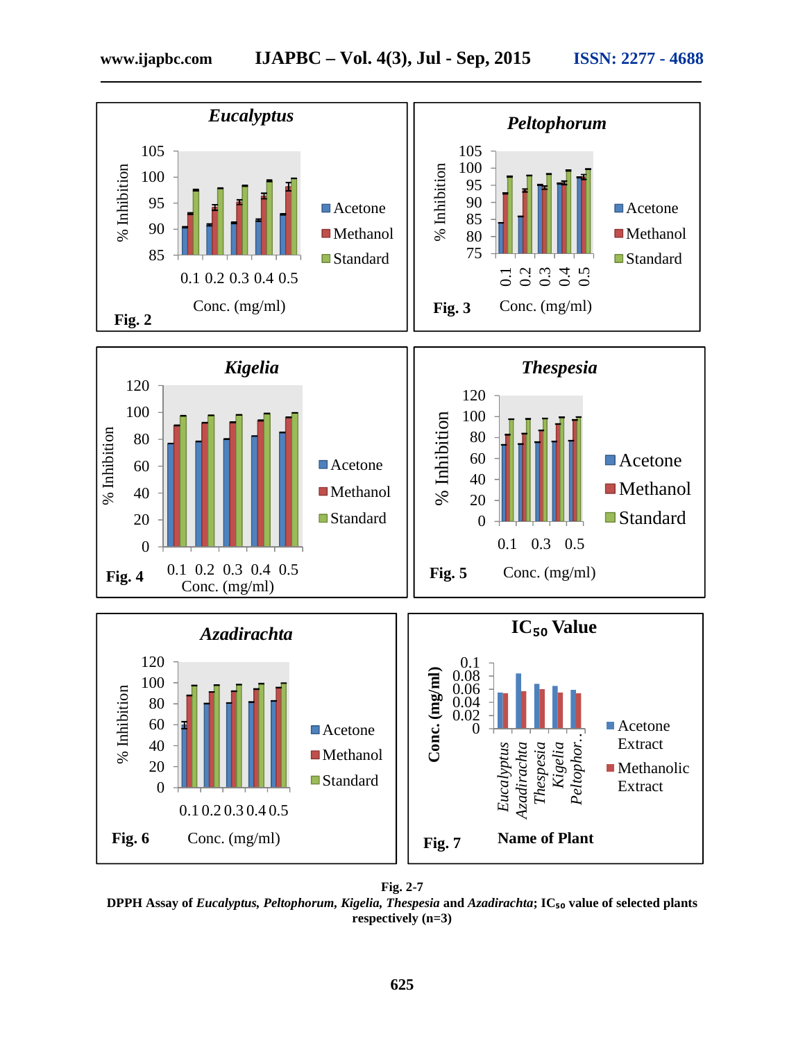**Fig. 2-7**

**DPPH Assay of *Eucalyptus, Peltophorum, Kigelia, Thespesia* and *Azadirachta*; $IC_{50}$ value of selected plants respectively (n=3)**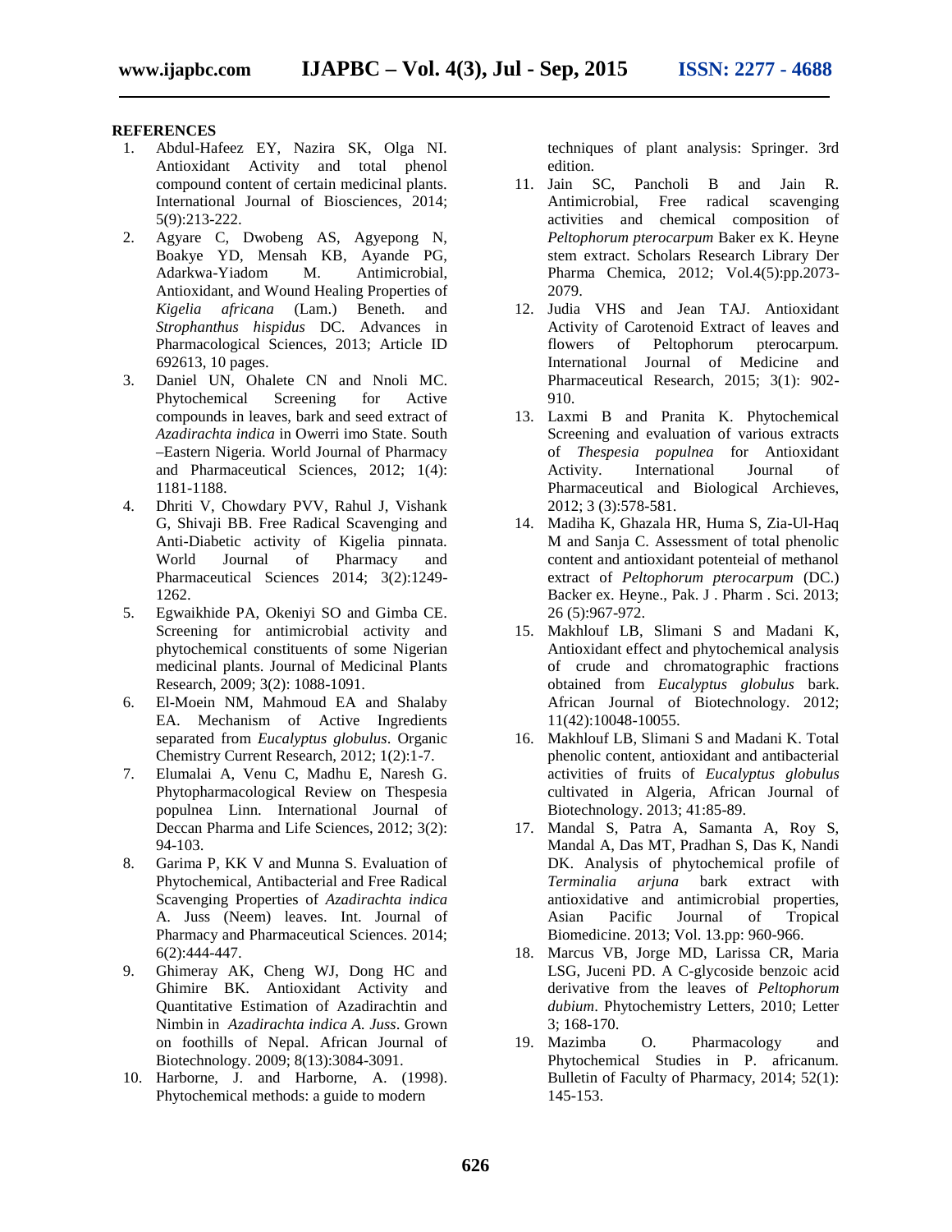## REFERENCES

1. Abdul-Hafeez EY, Nazira SK, Olga NI. Antioxidant Activity and total phenol compound content of certain medicinal plants. International Journal of Biosciences, 2014; 5(9):213-222.
2. Agyare C, Dwobeng AS, Agyepong N, Boakye YD, Mensah KB, Ayande PG, Adarkwa-Yiadom M. Antimicrobial, Antioxidant, and Wound Healing Properties of *Kigelia africana* (Lam.) Beneth. and *Strophanthus hispidus* DC. Advances in Pharmacological Sciences, 2013; Article ID 692613, 10 pages.
3. Daniel UN, Ohalete CN and Nnoli MC. Phytochemical Screening for Active compounds in leaves, bark and seed extract of *Azadirachta indica* in Owerri imo State. South –Eastern Nigeria. World Journal of Pharmacy and Pharmaceutical Sciences, 2012; 1(4): 1181-1188.
4. Dhriti V, Chowdary PVV, Rahul J, Vishank G, Shivaji BB. Free Radical Scavenging and Anti-Diabetic activity of Kigelia pinnata. World Journal of Pharmacy and Pharmaceutical Sciences 2014; 3(2):1249-1262.
5. Egwaikhide PA, Okeniyi SO and Gimba CE. Screening for antimicrobial activity and phytochemical constituents of some Nigerian medicinal plants. Journal of Medicinal Plants Research, 2009; 3(2): 1088-1091.
6. El-Moein NM, Mahmoud EA and Shalaby EA. Mechanism of Active Ingredients separated from *Eucalyptus globulus*. Organic Chemistry Current Research, 2012; 1(2):1-7.
7. Elumalai A, Venu C, Madhu E, Naresh G. Phytopharmacological Review on Thespesia populnea Linn. International Journal of Deccan Pharma and Life Sciences, 2012; 3(2): 94-103.
8. Garima P, KK V and Munna S. Evaluation of Phytochemical, Antibacterial and Free Radical Scavenging Properties of *Azadirachta indica* A. Juss (Neem) leaves. Int. Journal of Pharmacy and Pharmaceutical Sciences. 2014; 6(2):444-447.
9. Ghimeray AK, Cheng WJ, Dong HC and Ghimire BK. Antioxidant Activity and Quantitative Estimation of Azadirachtin and Nimbin in *Azadirachta indica A. Juss*. Grown on foothills of Nepal. African Journal of Biotechnology. 2009; 8(13):3084-3091.
10. Harborne, J. and Harborne, A. (1998). Phytochemical methods: a guide to modern techniques of plant analysis: Springer. 3rd edition.
11. Jain SC, Pancholi B and Jain R. Antimicrobial, Free radical scavenging activities and chemical composition of *Peltophorum pterocarpum* Baker ex K. Heyne stem extract. Scholars Research Library Der Pharma Chemica, 2012; Vol.4(5):pp.2073-2079.
12. Judia VHS and Jean TAJ. Antioxidant Activity of Carotenoid Extract of leaves and flowers of Peltophorum pterocarpum. International Journal of Medicine and Pharmaceutical Research, 2015; 3(1): 902-910.
13. Laxmi B and Pranita K. Phytochemical Screening and evaluation of various extracts of *Thespesia populnea* for Antioxidant Activity. International Journal of Pharmaceutical and Biological Archieves, 2012; 3 (3):578-581.
14. Madiha K, Ghazala HR, Huma S, Zia-Ul-Haq M and Sanja C. Assessment of total phenolic content and antioxidant potenteial of methanol extract of *Peltophorum pterocarpum* (DC.) Backer ex. Heyne., Pak. J . Pharm . Sci. 2013; 26 (5):967-972.
15. Makhlouf LB, Slimani S and Madani K, Antioxidant effect and phytochemical analysis of crude and chromatographic fractions obtained from *Eucalyptus globulus* bark. African Journal of Biotechnology. 2012; 11(42):10048-10055.
16. Makhlouf LB, Slimani S and Madani K. Total phenolic content, antioxidant and antibacterial activities of fruits of *Eucalyptus globulus* cultivated in Algeria, African Journal of Biotechnology. 2013; 41:85-89.
17. Mandal S, Patra A, Samanta A, Roy S, Mandal A, Das MT, Pradhan S, Das K, Nandi DK. Analysis of phytochemical profile of *Terminalia arjuna* bark extract with antioxidative and antimicrobial properties, Asian Pacific Journal of Tropical Biomedicine. 2013; Vol. 13.pp: 960-966.
18. Marcus VB, Jorge MD, Larissa CR, Maria LSG, Juceni PD. A C-glycoside benzoic acid derivative from the leaves of *Peltophorum dubium*. Phytochemistry Letters, 2010; Letter 3; 168-170.
19. Mazimba O. Pharmacology and Phytochemical Studies in P. africanum. Bulletin of Faculty of Pharmacy, 2014; 52(1): 145-153.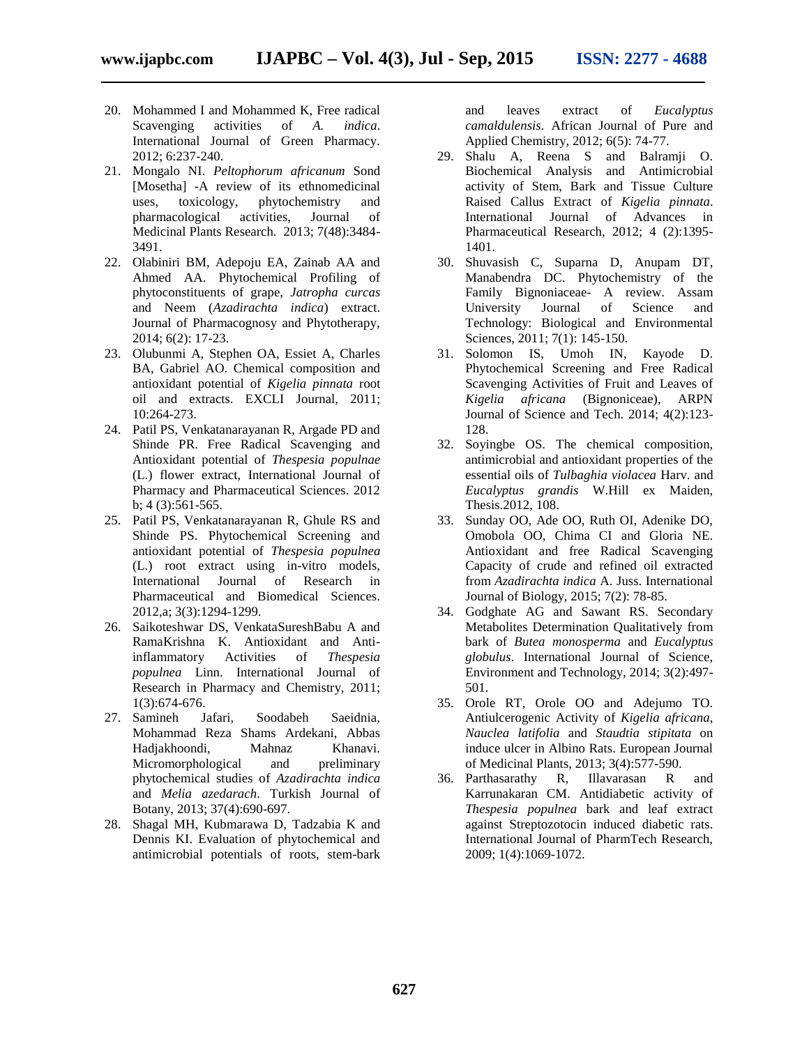20. Mohammed I and Mohammed K, Free radical Scavenging activities of *A. indica*. International Journal of Green Pharmacy. 2012; 6:237-240.
21. Mongalo NI. *Peltophorum africanum* Sond [Mosetha] -A review of its ethnomedicinal uses, toxicology, phytochemistry and pharmacological activities, Journal of Medicinal Plants Research. 2013; 7(48):3484-3491.
22. Olabiniri BM, Adepoju EA, Zainab AA and Ahmed AA. Phytochemical Profiling of phytoconstituents of grape, *Jatropha curcas* and Neem (*Azadirachta indica*) extract. Journal of Pharmacognosy and Phytotherapy, 2014; 6(2): 17-23.
23. Olubunmi A, Stephen OA, Essiet A, Charles BA, Gabriel AO. Chemical composition and antioxidant potential of *Kigelia pinnata* root oil and extracts. EXCLI Journal, 2011; 10:264-273.
24. Patil PS, Venkatanarayanan R, Argade PD and Shinde PR. Free Radical Scavenging and Antioxidant potential of *Thespesia populnae* (L.) flower extract, International Journal of Pharmacy and Pharmaceutical Sciences. 2012 b; 4 (3):561-565.
25. Patil PS, Venkatanarayanan R, Ghule RS and Shinde PS. Phytochemical Screening and antioxidant potential of *Thespesia populnea* (L.) root extract using in-vitro models, International Journal of Research in Pharmaceutical and Biomedical Sciences. 2012,a; 3(3):1294-1299.
26. Saikoteshwar DS, VenkataSureshBabu A and RamaKrishna K. Antioxidant and Anti-inflammatory Activities of *Thespesia populnea* Linn. International Journal of Research in Pharmacy and Chemistry, 2011; 1(3):674-676.
27. Samineh Jafari, Soodabeh Saeidnia, Mohammad Reza Shams Ardekani, Abbas Hadjakhoondi, Mahnaz Khanavi. Micromorphological and preliminary phytochemical studies of *Azadirachta indica* and *Melia azedarach*. Turkish Journal of Botany, 2013; 37(4):690-697.
28. Shagal MH, Kubmarawa D, Tadzabia K and Dennis KI. Evaluation of phytochemical and antimicrobial potentials of roots, stem-bark and leaves extract of *Eucalyptus camaldulensis*. African Journal of Pure and Applied Chemistry, 2012; 6(5): 74-77.
29. Shalu A, Reena S and Balramji O. Biochemical Analysis and Antimicrobial activity of Stem, Bark and Tissue Culture Raised Callus Extract of *Kigelia pinnata*. International Journal of Advances in Pharmaceutical Research, 2012; 4 (2):1395-1401.
30. Shuvasish C, Suparna D, Anupam DT, Manabendra DC. Phytochemistry of the Family Bignoniaceae- A review. Assam University Journal of Science and Technology: Biological and Environmental Sciences, 2011; 7(1): 145-150.
31. Solomon IS, Umoh IN, Kayode D. Phytochemical Screening and Free Radical Scavenging Activities of Fruit and Leaves of *Kigelia africana* (Bignoniceae), ARPN Journal of Science and Tech. 2014; 4(2):123-128.
32. Soyingbe OS. The chemical composition, antimicrobial and antioxidant properties of the essential oils of *Tulbaghia violacea* Harv. and *Eucalyptus grandis* W.Hill ex Maiden, Thesis.2012, 108.
33. Sunday OO, Ade OO, Ruth OI, Adenike DO, Omobola OO, Chima CI and Gloria NE. Antioxidant and free Radical Scavenging Capacity of crude and refined oil extracted from *Azadirachta indica* A. Juss. International Journal of Biology, 2015; 7(2): 78-85.
34. Godghate AG and Sawant RS. Secondary Metabolites Determination Qualitatively from bark of *Butea monosperma* and *Eucalyptus globulus*. International Journal of Science, Environment and Technology, 2014; 3(2):497-501.
35. Orole RT, Orole OO and Adejumo TO. Antiulcerogenic Activity of *Kigelia africana*, *Nauclea latifolia* and *Staudtia stipitata* on induce ulcer in Albino Rats. European Journal of Medicinal Plants, 2013; 3(4):577-590.
36. Parthasarathy R, Illavarasan R and Karrunakaran CM. Antidiabetic activity of *Thespesia populnea* bark and leaf extract against Streptozotocin induced diabetic rats. International Journal of PharmTech Research, 2009; 1(4):1069-1072.